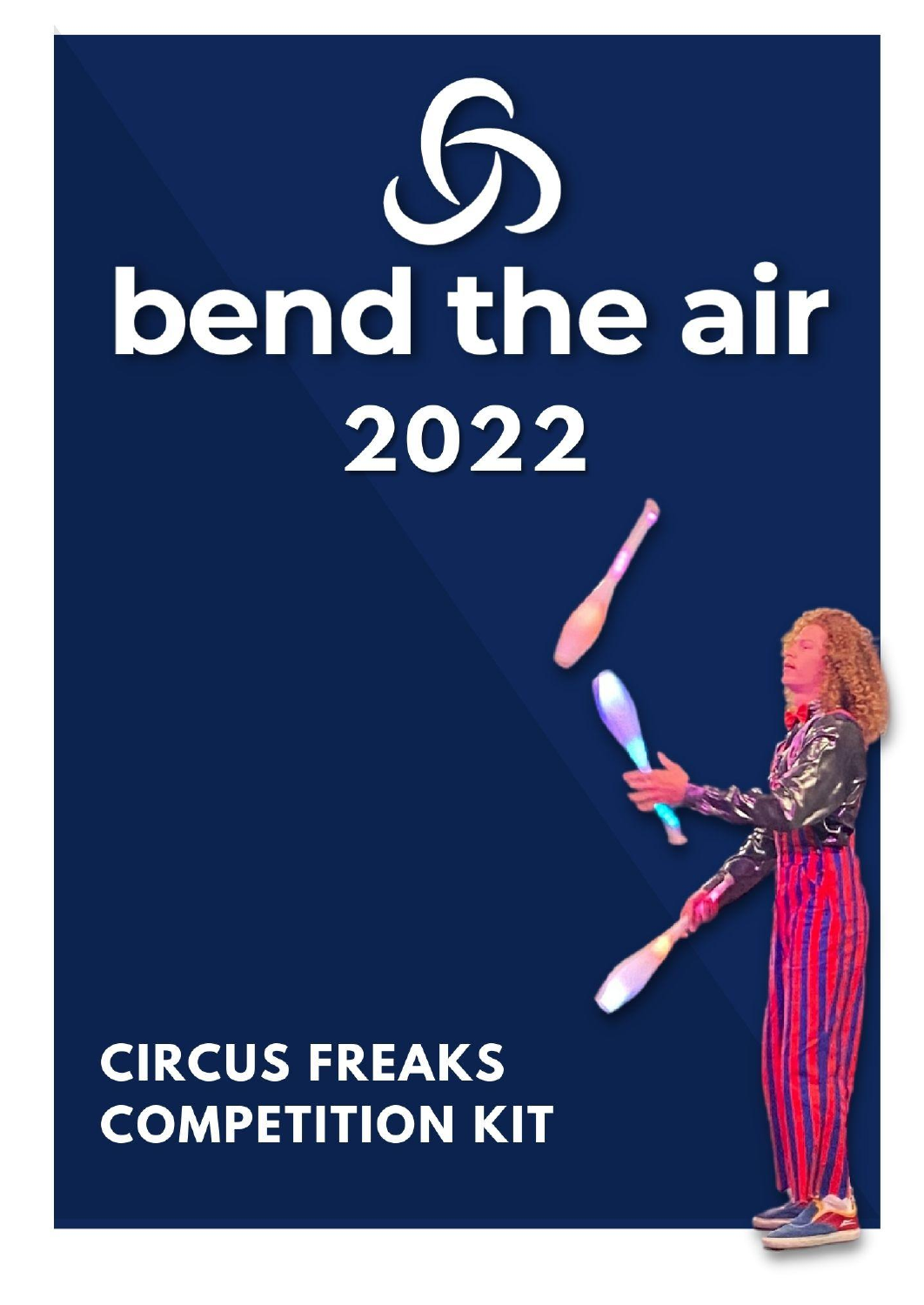# bend the air

# 2022

## CIRCUS FREAKS COMPETITION KIT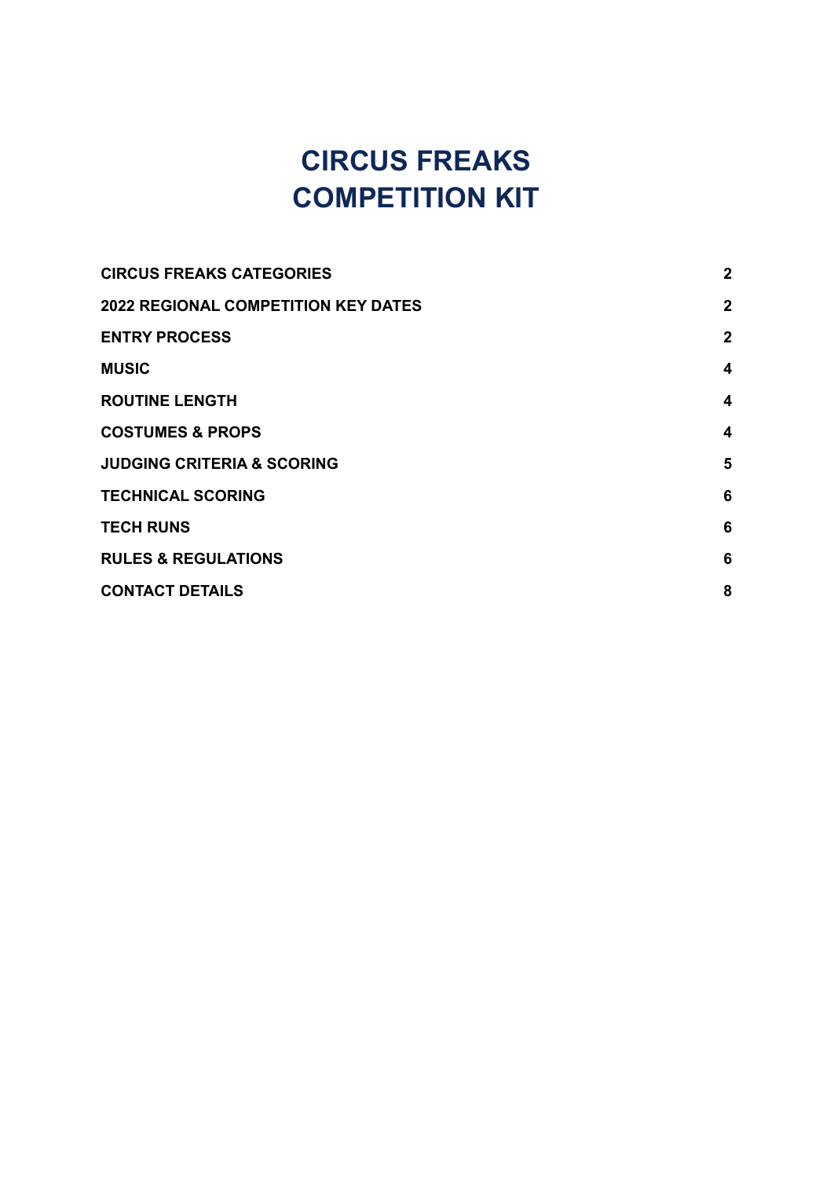# CIRCUS FREAKS COMPETITION KIT

| | |
|---|---|
| **CIRCUS FREAKS CATEGORIES** | **2** |
| **2022 REGIONAL COMPETITION KEY DATES** | **2** |
| **ENTRY PROCESS** | **2** |
| **MUSIC** | **4** |
| **ROUTINE LENGTH** | **4** |
| **COSTUMES & PROPS** | **4** |
| **JUDGING CRITERIA & SCORING** | **5** |
| **TECHNICAL SCORING** | **6** |
| **TECH RUNS** | **6** |
| **RULES & REGULATIONS** | **6** |
| **CONTACT DETAILS** | **8** |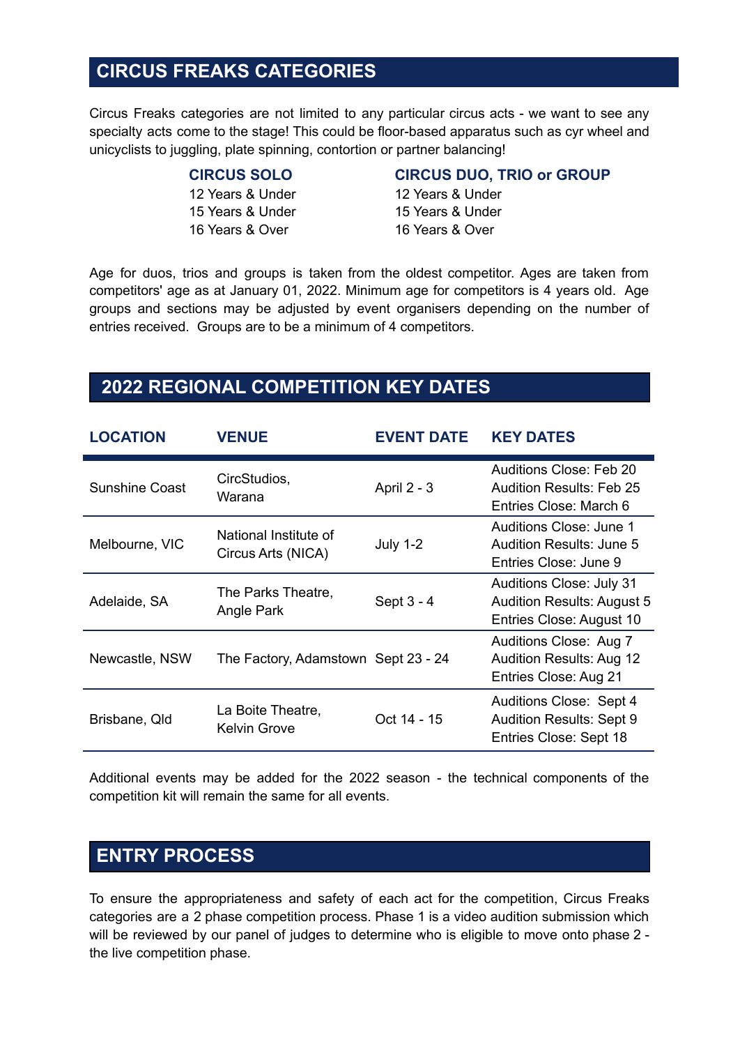## CIRCUS FREAKS CATEGORIES

Circus Freaks categories are not limited to any particular circus acts - we want to see any specialty acts come to the stage! This could be floor-based apparatus such as cyr wheel and unicyclists to juggling, plate spinning, contortion or partner balancing!

| CIRCUS SOLO | CIRCUS DUO, TRIO or GROUP |
|---|---|
| 12 Years & Under | 12 Years & Under |
| 15 Years & Under | 15 Years & Under |
| 16 Years & Over | 16 Years & Over |

Age for duos, trios and groups is taken from the oldest competitor. Ages are taken from competitors' age as at January 01, 2022. Minimum age for competitors is 4 years old. Age groups and sections may be adjusted by event organisers depending on the number of entries received. Groups are to be a minimum of 4 competitors.

## 2022 REGIONAL COMPETITION KEY DATES

| LOCATION | VENUE | EVENT DATE | KEY DATES |
|---|---|---|---|
| Sunshine Coast | CircStudios, Warana | April 2 - 3 | Auditions Close: Feb 20<br>Audition Results: Feb 25<br>Entries Close: March 6 |
| Melbourne, VIC | National Institute of Circus Arts (NICA) | July 1-2 | Auditions Close: June 1<br>Audition Results: June 5<br>Entries Close: June 9 |
| Adelaide, SA | The Parks Theatre, Angle Park | Sept 3 - 4 | Auditions Close: July 31<br>Audition Results: August 5<br>Entries Close: August 10 |
| Newcastle, NSW | The Factory, Adamstown | Sept 23 - 24 | Auditions Close: Aug 7<br>Audition Results: Aug 12<br>Entries Close: Aug 21 |
| Brisbane, Qld | La Boite Theatre, Kelvin Grove | Oct 14 - 15 | Auditions Close: Sept 4<br>Audition Results: Sept 9<br>Entries Close: Sept 18 |

Additional events may be added for the 2022 season - the technical components of the competition kit will remain the same for all events.

## ENTRY PROCESS

To ensure the appropriateness and safety of each act for the competition, Circus Freaks categories are a 2 phase competition process. Phase 1 is a video audition submission which will be reviewed by our panel of judges to determine who is eligible to move onto phase 2 - the live competition phase.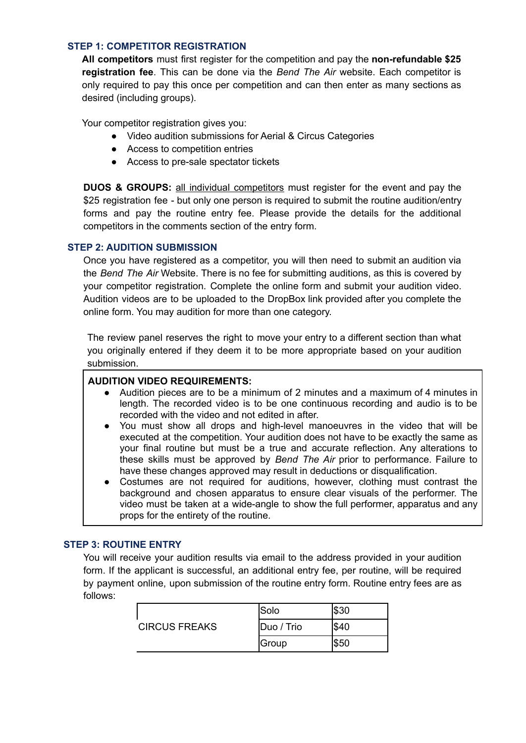### STEP 1: COMPETITOR REGISTRATION

**All competitors** must first register for the competition and pay the **non-refundable $25 registration fee**. This can be done via the *Bend The Air* website. Each competitor is only required to pay this once per competition and can then enter as many sections as desired (including groups).

Your competitor registration gives you:

- Video audition submissions for Aerial & Circus Categories
- Access to competition entries
- Access to pre-sale spectator tickets

**DUOS & GROUPS:** all individual competitors must register for the event and pay the $25 registration fee - but only one person is required to submit the routine audition/entry forms and pay the routine entry fee. Please provide the details for the additional competitors in the comments section of the entry form.

### STEP 2: AUDITION SUBMISSION

Once you have registered as a competitor, you will then need to submit an audition via the *Bend The Air* Website. There is no fee for submitting auditions, as this is covered by your competitor registration. Complete the online form and submit your audition video. Audition videos are to be uploaded to the DropBox link provided after you complete the online form. You may audition for more than one category.

The review panel reserves the right to move your entry to a different section than what you originally entered if they deem it to be more appropriate based on your audition submission.

**AUDITION VIDEO REQUIREMENTS:**

- Audition pieces are to be a minimum of 2 minutes and a maximum of 4 minutes in length. The recorded video is to be one continuous recording and audio is to be recorded with the video and not edited in after.
- You must show all drops and high-level manoeuvres in the video that will be executed at the competition. Your audition does not have to be exactly the same as your final routine but must be a true and accurate reflection. Any alterations to these skills must be approved by *Bend The Air* prior to performance. Failure to have these changes approved may result in deductions or disqualification.
- Costumes are not required for auditions, however, clothing must contrast the background and chosen apparatus to ensure clear visuals of the performer. The video must be taken at a wide-angle to show the full performer, apparatus and any props for the entirety of the routine.

### STEP 3: ROUTINE ENTRY

You will receive your audition results via email to the address provided in your audition form. If the applicant is successful, an additional entry fee, per routine, will be required by payment online, upon submission of the routine entry form. Routine entry fees are as follows:

| | | |
|---|---|---|
| CIRCUS FREAKS | Solo | $30 |
| | Duo / Trio | $40 |
| | Group | $50 |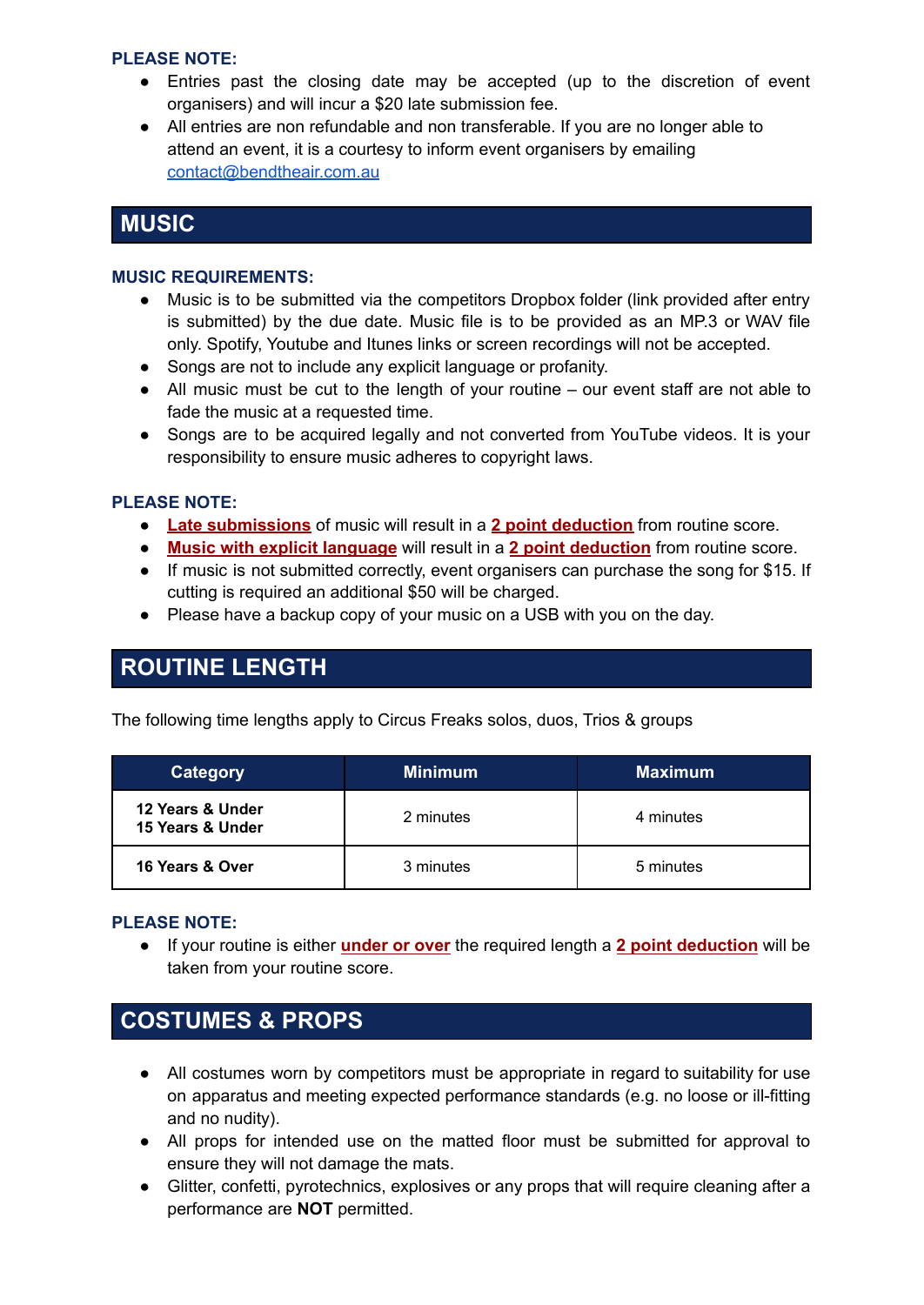**PLEASE NOTE:**

- Entries past the closing date may be accepted (up to the discretion of event organisers) and will incur a $20 late submission fee.
- All entries are non refundable and non transferable. If you are no longer able to attend an event, it is a courtesy to inform event organisers by emailing contact@bendtheair.com.au

## MUSIC

**MUSIC REQUIREMENTS:**

- Music is to be submitted via the competitors Dropbox folder (link provided after entry is submitted) by the due date. Music file is to be provided as an MP.3 or WAV file only. Spotify, Youtube and Itunes links or screen recordings will not be accepted.
- Songs are not to include any explicit language or profanity.
- All music must be cut to the length of your routine – our event staff are not able to fade the music at a requested time.
- Songs are to be acquired legally and not converted from YouTube videos. It is your responsibility to ensure music adheres to copyright laws.

**PLEASE NOTE:**

- **Late submissions** of music will result in a **2 point deduction** from routine score.
- **Music with explicit language** will result in a **2 point deduction** from routine score.
- If music is not submitted correctly, event organisers can purchase the song for $15. If cutting is required an additional $50 will be charged.
- Please have a backup copy of your music on a USB with you on the day.

## ROUTINE LENGTH

The following time lengths apply to Circus Freaks solos, duos, Trios & groups

| Category | Minimum | Maximum |
|---|---|---|
| **12 Years & Under**<br>**15 Years & Under** | 2 minutes | 4 minutes |
| **16 Years & Over** | 3 minutes | 5 minutes |

**PLEASE NOTE:**

- If your routine is either **under or over** the required length a **2 point deduction** will be taken from your routine score.

## COSTUMES & PROPS

- All costumes worn by competitors must be appropriate in regard to suitability for use on apparatus and meeting expected performance standards (e.g. no loose or ill-fitting and no nudity).
- All props for intended use on the matted floor must be submitted for approval to ensure they will not damage the mats.
- Glitter, confetti, pyrotechnics, explosives or any props that will require cleaning after a performance are **NOT** permitted.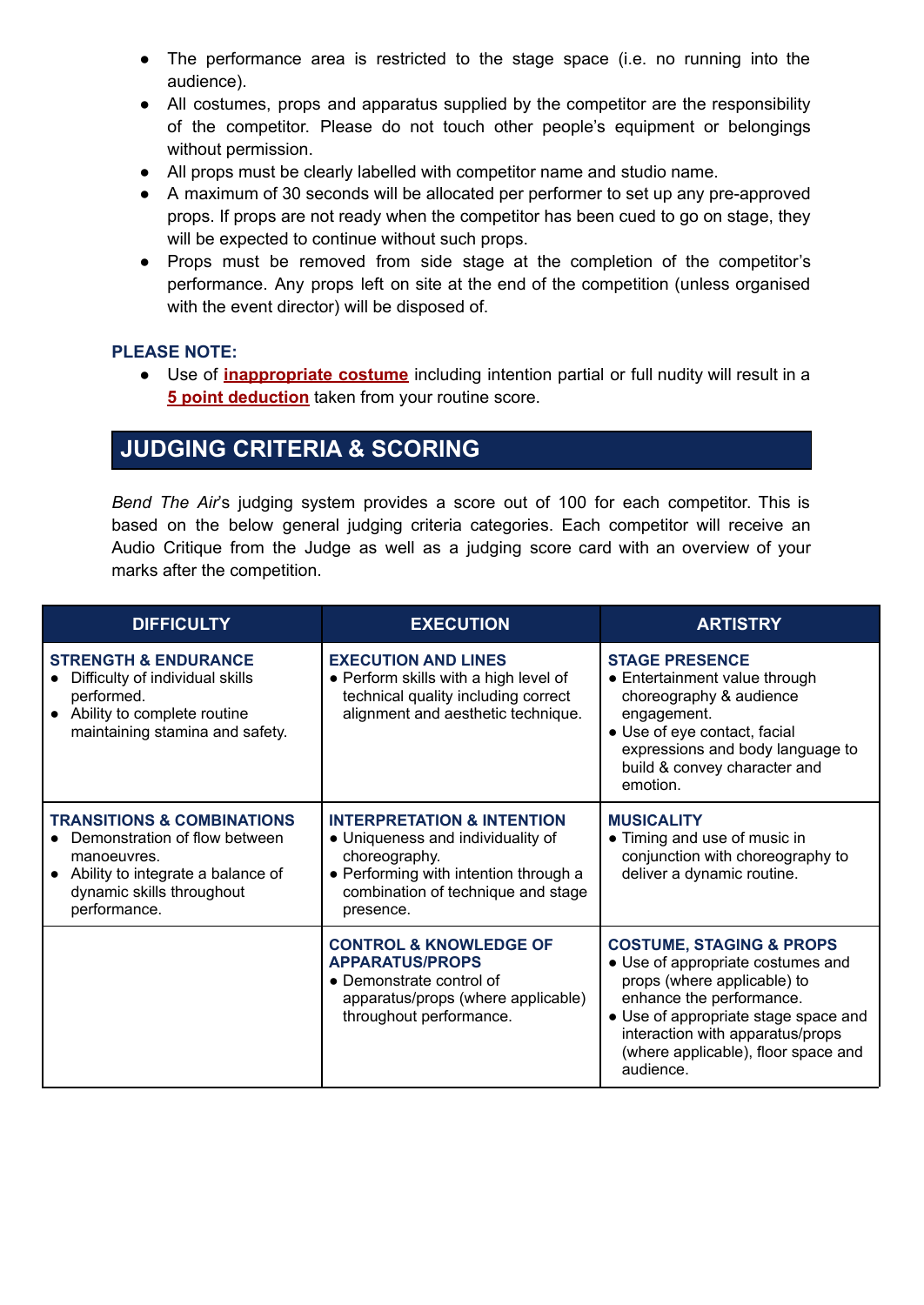- The performance area is restricted to the stage space (i.e. no running into the audience).
- All costumes, props and apparatus supplied by the competitor are the responsibility of the competitor. Please do not touch other people's equipment or belongings without permission.
- All props must be clearly labelled with competitor name and studio name.
- A maximum of 30 seconds will be allocated per performer to set up any pre-approved props. If props are not ready when the competitor has been cued to go on stage, they will be expected to continue without such props.
- Props must be removed from side stage at the completion of the competitor's performance. Any props left on site at the end of the competition (unless organised with the event director) will be disposed of.

**PLEASE NOTE:**

- Use of **inappropriate costume** including intention partial or full nudity will result in a **5 point deduction** taken from your routine score.

## JUDGING CRITERIA & SCORING

*Bend The Air*'s judging system provides a score out of 100 for each competitor. This is based on the below general judging criteria categories. Each competitor will receive an Audio Critique from the Judge as well as a judging score card with an overview of your marks after the competition.

| DIFFICULTY | EXECUTION | ARTISTRY |
|---|---|---|
| **STRENGTH & ENDURANCE**<br>• Difficulty of individual skills performed.<br>• Ability to complete routine maintaining stamina and safety. | **EXECUTION AND LINES**<br>• Perform skills with a high level of technical quality including correct alignment and aesthetic technique. | **STAGE PRESENCE**<br>• Entertainment value through choreography & audience engagement.<br>• Use of eye contact, facial expressions and body language to build & convey character and emotion. |
| **TRANSITIONS & COMBINATIONS**<br>• Demonstration of flow between manoeuvres.<br>• Ability to integrate a balance of dynamic skills throughout performance. | **INTERPRETATION & INTENTION**<br>• Uniqueness and individuality of choreography.<br>• Performing with intention through a combination of technique and stage presence. | **MUSICALITY**<br>• Timing and use of music in conjunction with choreography to deliver a dynamic routine. |
| | **CONTROL & KNOWLEDGE OF APPARATUS/PROPS**<br>• Demonstrate control of apparatus/props (where applicable) throughout performance. | **COSTUME, STAGING & PROPS**<br>• Use of appropriate costumes and props (where applicable) to enhance the performance.<br>• Use of appropriate stage space and interaction with apparatus/props (where applicable), floor space and audience. |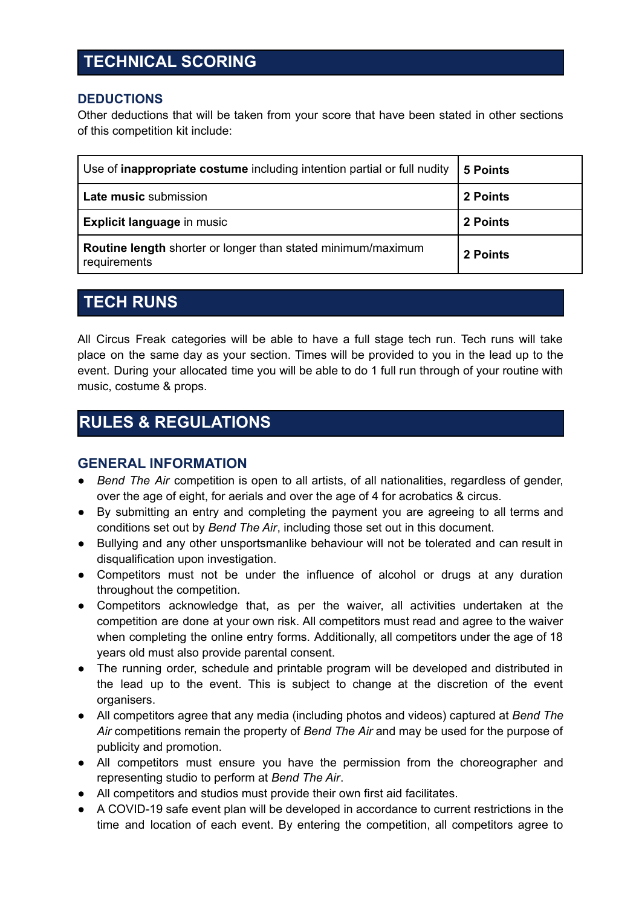## TECHNICAL SCORING

### DEDUCTIONS

Other deductions that will be taken from your score that have been stated in other sections of this competition kit include:

| | |
|---|---|
| Use of **inappropriate costume** including intention partial or full nudity | **5 Points** |
| **Late music** submission | **2 Points** |
| **Explicit language** in music | **2 Points** |
| **Routine length** shorter or longer than stated minimum/maximum requirements | **2 Points** |

## TECH RUNS

All Circus Freak categories will be able to have a full stage tech run. Tech runs will take place on the same day as your section. Times will be provided to you in the lead up to the event. During your allocated time you will be able to do 1 full run through of your routine with music, costume & props.

## RULES & REGULATIONS

### GENERAL INFORMATION

- *Bend The Air* competition is open to all artists, of all nationalities, regardless of gender, over the age of eight, for aerials and over the age of 4 for acrobatics & circus.
- By submitting an entry and completing the payment you are agreeing to all terms and conditions set out by *Bend The Air*, including those set out in this document.
- Bullying and any other unsportsmanlike behaviour will not be tolerated and can result in disqualification upon investigation.
- Competitors must not be under the influence of alcohol or drugs at any duration throughout the competition.
- Competitors acknowledge that, as per the waiver, all activities undertaken at the competition are done at your own risk. All competitors must read and agree to the waiver when completing the online entry forms. Additionally, all competitors under the age of 18 years old must also provide parental consent.
- The running order, schedule and printable program will be developed and distributed in the lead up to the event. This is subject to change at the discretion of the event organisers.
- All competitors agree that any media (including photos and videos) captured at *Bend The Air* competitions remain the property of *Bend The Air* and may be used for the purpose of publicity and promotion.
- All competitors must ensure you have the permission from the choreographer and representing studio to perform at *Bend The Air*.
- All competitors and studios must provide their own first aid facilitates.
- A COVID-19 safe event plan will be developed in accordance to current restrictions in the time and location of each event. By entering the competition, all competitors agree to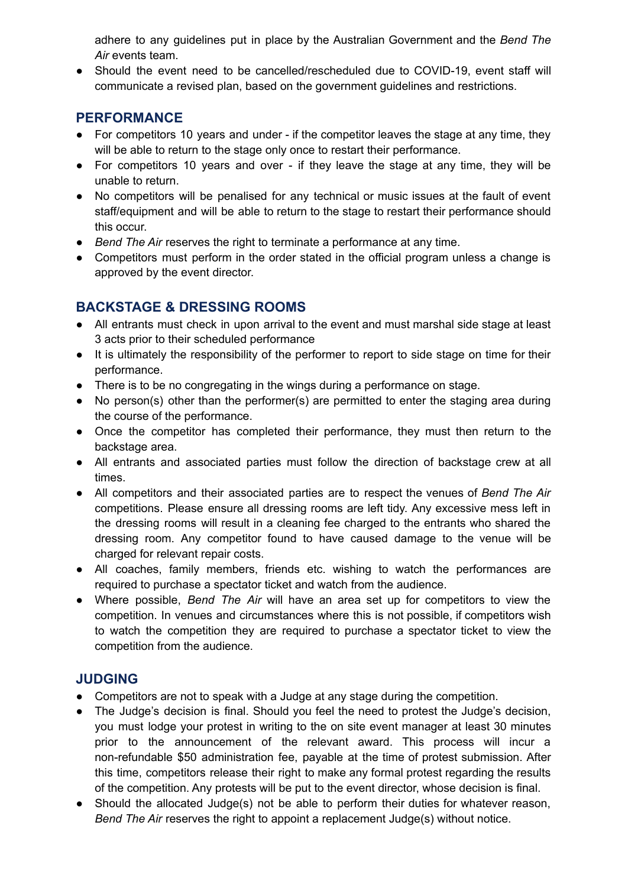adhere to any guidelines put in place by the Australian Government and the *Bend The Air* events team.

- Should the event need to be cancelled/rescheduled due to COVID-19, event staff will communicate a revised plan, based on the government guidelines and restrictions.

## PERFORMANCE

- For competitors 10 years and under - if the competitor leaves the stage at any time, they will be able to return to the stage only once to restart their performance.
- For competitors 10 years and over - if they leave the stage at any time, they will be unable to return.
- No competitors will be penalised for any technical or music issues at the fault of event staff/equipment and will be able to return to the stage to restart their performance should this occur.
- *Bend The Air* reserves the right to terminate a performance at any time.
- Competitors must perform in the order stated in the official program unless a change is approved by the event director.

## BACKSTAGE & DRESSING ROOMS

- All entrants must check in upon arrival to the event and must marshal side stage at least 3 acts prior to their scheduled performance
- It is ultimately the responsibility of the performer to report to side stage on time for their performance.
- There is to be no congregating in the wings during a performance on stage.
- No person(s) other than the performer(s) are permitted to enter the staging area during the course of the performance.
- Once the competitor has completed their performance, they must then return to the backstage area.
- All entrants and associated parties must follow the direction of backstage crew at all times.
- All competitors and their associated parties are to respect the venues of *Bend The Air* competitions. Please ensure all dressing rooms are left tidy. Any excessive mess left in the dressing rooms will result in a cleaning fee charged to the entrants who shared the dressing room. Any competitor found to have caused damage to the venue will be charged for relevant repair costs.
- All coaches, family members, friends etc. wishing to watch the performances are required to purchase a spectator ticket and watch from the audience.
- Where possible, *Bend The Air* will have an area set up for competitors to view the competition. In venues and circumstances where this is not possible, if competitors wish to watch the competition they are required to purchase a spectator ticket to view the competition from the audience.

## JUDGING

- Competitors are not to speak with a Judge at any stage during the competition.
- The Judge's decision is final. Should you feel the need to protest the Judge's decision, you must lodge your protest in writing to the on site event manager at least 30 minutes prior to the announcement of the relevant award. This process will incur a non-refundable $50 administration fee, payable at the time of protest submission. After this time, competitors release their right to make any formal protest regarding the results of the competition. Any protests will be put to the event director, whose decision is final.
- Should the allocated Judge(s) not be able to perform their duties for whatever reason, *Bend The Air* reserves the right to appoint a replacement Judge(s) without notice.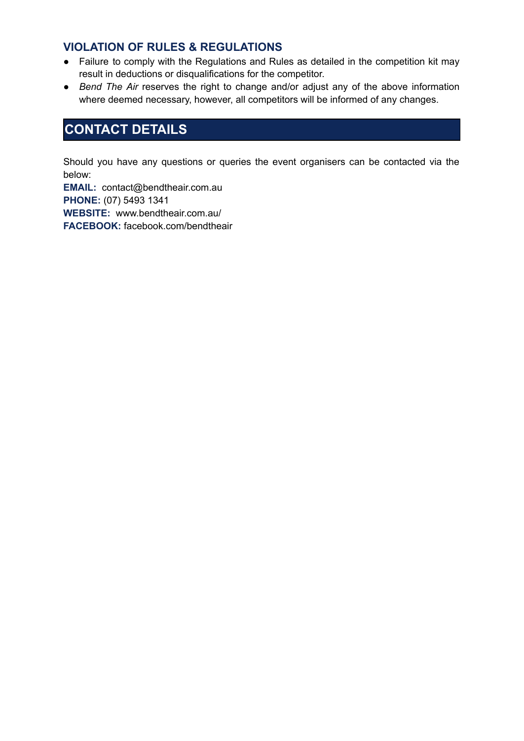### VIOLATION OF RULES & REGULATIONS

- Failure to comply with the Regulations and Rules as detailed in the competition kit may result in deductions or disqualifications for the competitor.
- *Bend The Air* reserves the right to change and/or adjust any of the above information where deemed necessary, however, all competitors will be informed of any changes.

## CONTACT DETAILS

Should you have any questions or queries the event organisers can be contacted via the below:

**EMAIL:** contact@bendtheair.com.au
**PHONE:** (07) 5493 1341
**WEBSITE:** www.bendtheair.com.au/
**FACEBOOK:** facebook.com/bendtheair